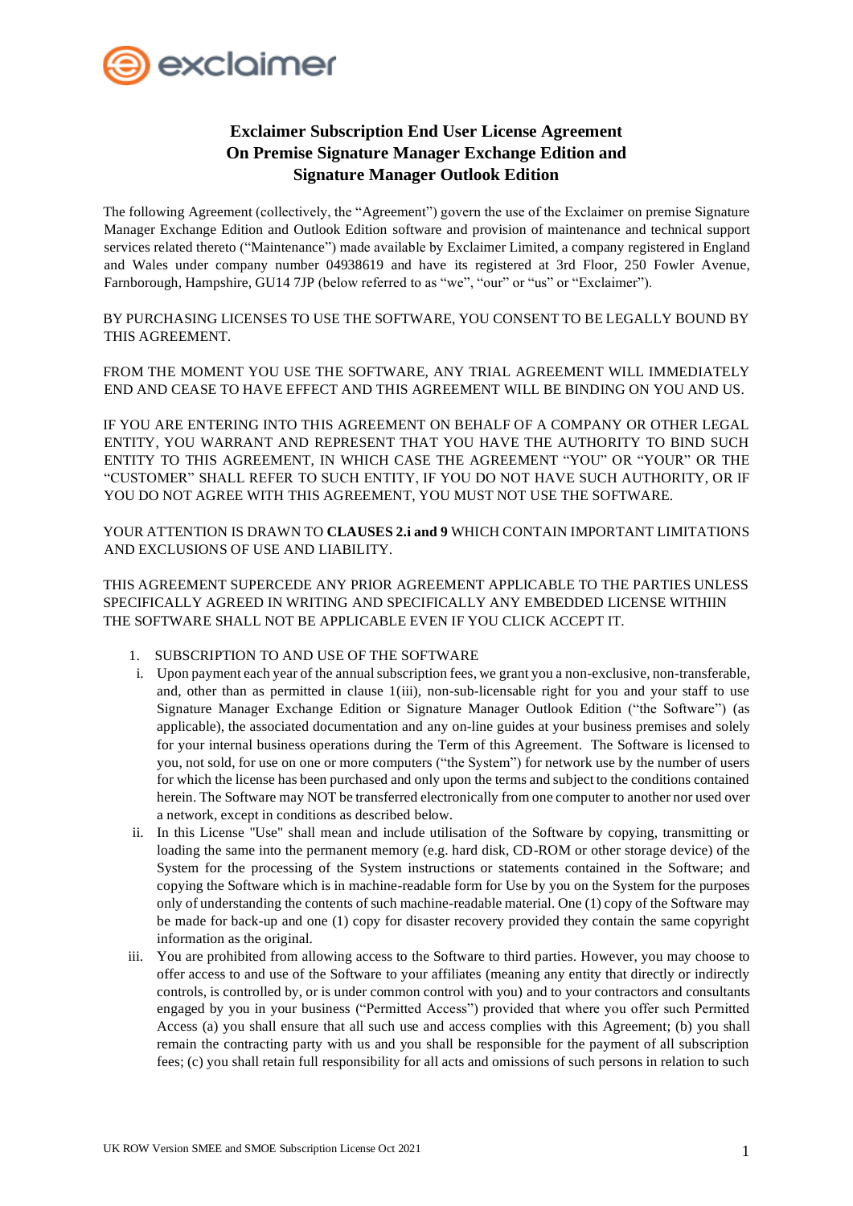# Exclaimer Subscription End User License Agreement
# On Premise Signature Manager Exchange Edition and Signature Manager Outlook Edition

The following Agreement (collectively, the "Agreement") govern the use of the Exclaimer on premise Signature Manager Exchange Edition and Outlook Edition software and provision of maintenance and technical support services related thereto ("Maintenance") made available by Exclaimer Limited, a company registered in England and Wales under company number 04938619 and have its registered at 3rd Floor, 250 Fowler Avenue, Farnborough, Hampshire, GU14 7JP (below referred to as "we", "our" or "us" or "Exclaimer").

BY PURCHASING LICENSES TO USE THE SOFTWARE, YOU CONSENT TO BE LEGALLY BOUND BY THIS AGREEMENT.

FROM THE MOMENT YOU USE THE SOFTWARE, ANY TRIAL AGREEMENT WILL IMMEDIATELY END AND CEASE TO HAVE EFFECT AND THIS AGREEMENT WILL BE BINDING ON YOU AND US.

IF YOU ARE ENTERING INTO THIS AGREEMENT ON BEHALF OF A COMPANY OR OTHER LEGAL ENTITY, YOU WARRANT AND REPRESENT THAT YOU HAVE THE AUTHORITY TO BIND SUCH ENTITY TO THIS AGREEMENT, IN WHICH CASE THE AGREEMENT "YOU" OR "YOUR" OR THE "CUSTOMER" SHALL REFER TO SUCH ENTITY, IF YOU DO NOT HAVE SUCH AUTHORITY, OR IF YOU DO NOT AGREE WITH THIS AGREEMENT, YOU MUST NOT USE THE SOFTWARE.

YOUR ATTENTION IS DRAWN TO **CLAUSES 2.i and 9** WHICH CONTAIN IMPORTANT LIMITATIONS AND EXCLUSIONS OF USE AND LIABILITY.

THIS AGREEMENT SUPERCEDE ANY PRIOR AGREEMENT APPLICABLE TO THE PARTIES UNLESS SPECIFICALLY AGREED IN WRITING AND SPECIFICALLY ANY EMBEDDED LICENSE WITHIIN THE SOFTWARE SHALL NOT BE APPLICABLE EVEN IF YOU CLICK ACCEPT IT.

1. SUBSCRIPTION TO AND USE OF THE SOFTWARE

i. Upon payment each year of the annual subscription fees, we grant you a non-exclusive, non-transferable, and, other than as permitted in clause 1(iii), non-sub-licensable right for you and your staff to use Signature Manager Exchange Edition or Signature Manager Outlook Edition ("the Software") (as applicable), the associated documentation and any on-line guides at your business premises and solely for your internal business operations during the Term of this Agreement. The Software is licensed to you, not sold, for use on one or more computers ("the System") for network use by the number of users for which the license has been purchased and only upon the terms and subject to the conditions contained herein. The Software may NOT be transferred electronically from one computer to another nor used over a network, except in conditions as described below.

ii. In this License "Use" shall mean and include utilisation of the Software by copying, transmitting or loading the same into the permanent memory (e.g. hard disk, CD-ROM or other storage device) of the System for the processing of the System instructions or statements contained in the Software; and copying the Software which is in machine-readable form for Use by you on the System for the purposes only of understanding the contents of such machine-readable material. One (1) copy of the Software may be made for back-up and one (1) copy for disaster recovery provided they contain the same copyright information as the original.

iii. You are prohibited from allowing access to the Software to third parties. However, you may choose to offer access to and use of the Software to your affiliates (meaning any entity that directly or indirectly controls, is controlled by, or is under common control with you) and to your contractors and consultants engaged by you in your business ("Permitted Access") provided that where you offer such Permitted Access (a) you shall ensure that all such use and access complies with this Agreement; (b) you shall remain the contracting party with us and you shall be responsible for the payment of all subscription fees; (c) you shall retain full responsibility for all acts and omissions of such persons in relation to such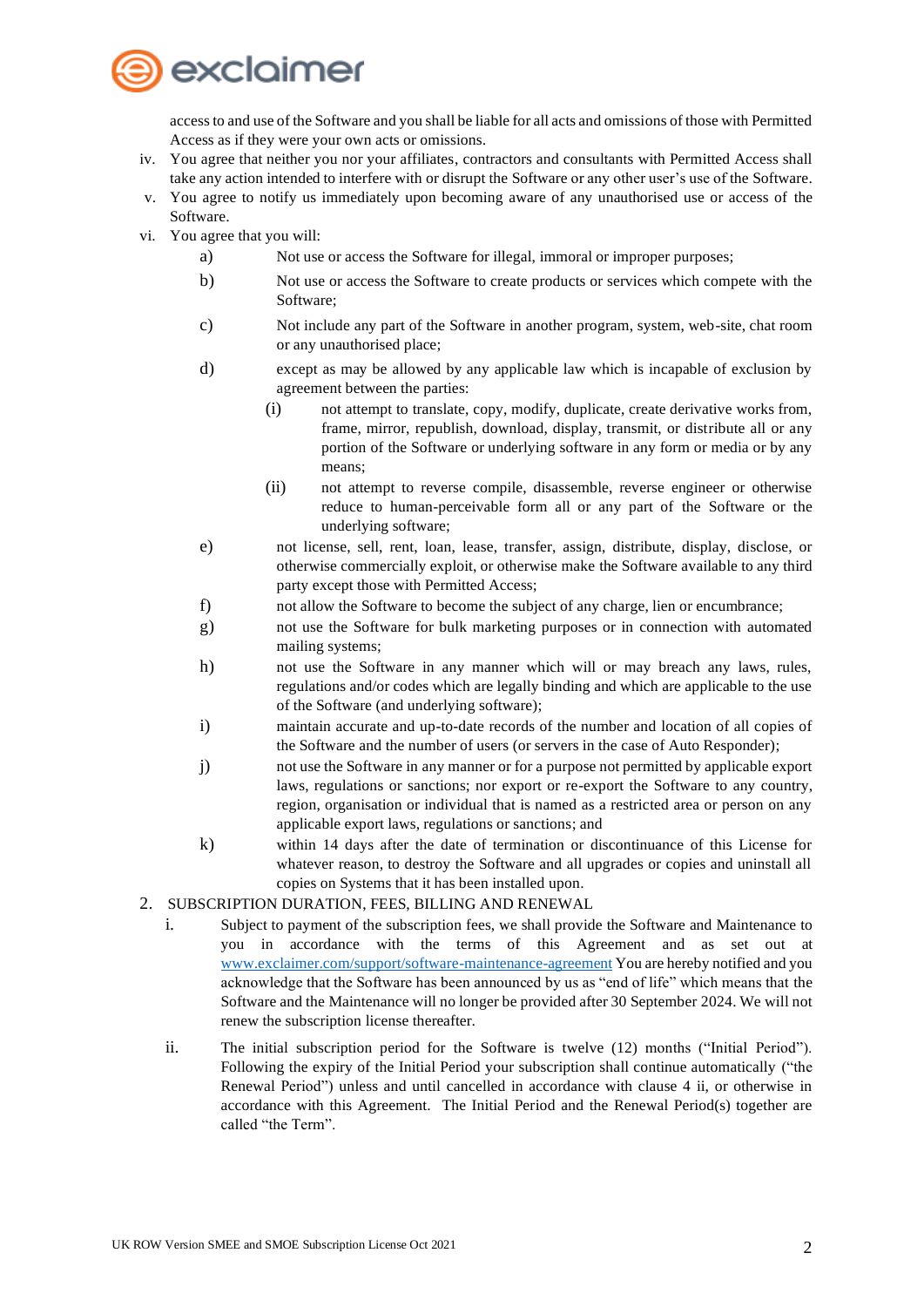access to and use of the Software and you shall be liable for all acts and omissions of those with Permitted Access as if they were your own acts or omissions.

iv. You agree that neither you nor your affiliates, contractors and consultants with Permitted Access shall take any action intended to interfere with or disrupt the Software or any other user's use of the Software.

v. You agree to notify us immediately upon becoming aware of any unauthorised use or access of the Software.

vi. You agree that you will:

a) Not use or access the Software for illegal, immoral or improper purposes;

b) Not use or access the Software to create products or services which compete with the Software;

c) Not include any part of the Software in another program, system, web-site, chat room or any unauthorised place;

d) except as may be allowed by any applicable law which is incapable of exclusion by agreement between the parties:

(i) not attempt to translate, copy, modify, duplicate, create derivative works from, frame, mirror, republish, download, display, transmit, or distribute all or any portion of the Software or underlying software in any form or media or by any means;

(ii) not attempt to reverse compile, disassemble, reverse engineer or otherwise reduce to human-perceivable form all or any part of the Software or the underlying software;

e) not license, sell, rent, loan, lease, transfer, assign, distribute, display, disclose, or otherwise commercially exploit, or otherwise make the Software available to any third party except those with Permitted Access;

f) not allow the Software to become the subject of any charge, lien or encumbrance;

g) not use the Software for bulk marketing purposes or in connection with automated mailing systems;

h) not use the Software in any manner which will or may breach any laws, rules, regulations and/or codes which are legally binding and which are applicable to the use of the Software (and underlying software);

i) maintain accurate and up-to-date records of the number and location of all copies of the Software and the number of users (or servers in the case of Auto Responder);

j) not use the Software in any manner or for a purpose not permitted by applicable export laws, regulations or sanctions; nor export or re-export the Software to any country, region, organisation or individual that is named as a restricted area or person on any applicable export laws, regulations or sanctions; and

k) within 14 days after the date of termination or discontinuance of this License for whatever reason, to destroy the Software and all upgrades or copies and uninstall all copies on Systems that it has been installed upon.

2. SUBSCRIPTION DURATION, FEES, BILLING AND RENEWAL

i. Subject to payment of the subscription fees, we shall provide the Software and Maintenance to you in accordance with the terms of this Agreement and as set out at [www.exclaimer.com/support/software-maintenance-agreement](http://www.exclaimer.com/support/software-maintenance-agreement) You are hereby notified and you acknowledge that the Software has been announced by us as "end of life" which means that the Software and the Maintenance will no longer be provided after 30 September 2024. We will not renew the subscription license thereafter.

ii. The initial subscription period for the Software is twelve (12) months ("Initial Period"). Following the expiry of the Initial Period your subscription shall continue automatically ("the Renewal Period") unless and until cancelled in accordance with clause 4 ii, or otherwise in accordance with this Agreement. The Initial Period and the Renewal Period(s) together are called "the Term".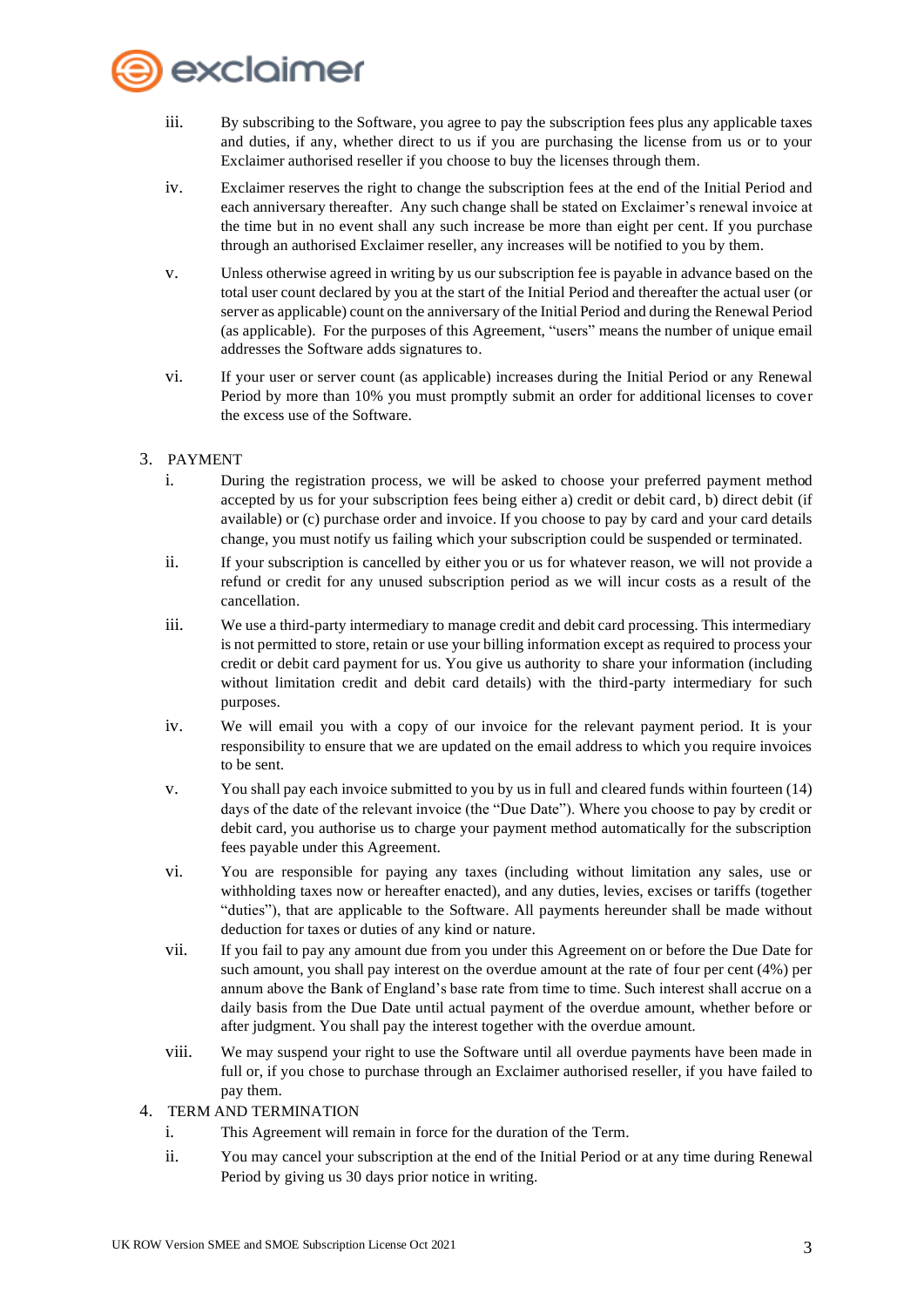iii. By subscribing to the Software, you agree to pay the subscription fees plus any applicable taxes and duties, if any, whether direct to us if you are purchasing the license from us or to your Exclaimer authorised reseller if you choose to buy the licenses through them.

iv. Exclaimer reserves the right to change the subscription fees at the end of the Initial Period and each anniversary thereafter. Any such change shall be stated on Exclaimer's renewal invoice at the time but in no event shall any such increase be more than eight per cent. If you purchase through an authorised Exclaimer reseller, any increases will be notified to you by them.

v. Unless otherwise agreed in writing by us our subscription fee is payable in advance based on the total user count declared by you at the start of the Initial Period and thereafter the actual user (or server as applicable) count on the anniversary of the Initial Period and during the Renewal Period (as applicable). For the purposes of this Agreement, "users" means the number of unique email addresses the Software adds signatures to.

vi. If your user or server count (as applicable) increases during the Initial Period or any Renewal Period by more than 10% you must promptly submit an order for additional licenses to cover the excess use of the Software.

3. PAYMENT

i. During the registration process, we will be asked to choose your preferred payment method accepted by us for your subscription fees being either a) credit or debit card, b) direct debit (if available) or (c) purchase order and invoice. If you choose to pay by card and your card details change, you must notify us failing which your subscription could be suspended or terminated.

ii. If your subscription is cancelled by either you or us for whatever reason, we will not provide a refund or credit for any unused subscription period as we will incur costs as a result of the cancellation.

iii. We use a third-party intermediary to manage credit and debit card processing. This intermediary is not permitted to store, retain or use your billing information except as required to process your credit or debit card payment for us. You give us authority to share your information (including without limitation credit and debit card details) with the third-party intermediary for such purposes.

iv. We will email you with a copy of our invoice for the relevant payment period. It is your responsibility to ensure that we are updated on the email address to which you require invoices to be sent.

v. You shall pay each invoice submitted to you by us in full and cleared funds within fourteen (14) days of the date of the relevant invoice (the "Due Date"). Where you choose to pay by credit or debit card, you authorise us to charge your payment method automatically for the subscription fees payable under this Agreement.

vi. You are responsible for paying any taxes (including without limitation any sales, use or withholding taxes now or hereafter enacted), and any duties, levies, excises or tariffs (together "duties"), that are applicable to the Software. All payments hereunder shall be made without deduction for taxes or duties of any kind or nature.

vii. If you fail to pay any amount due from you under this Agreement on or before the Due Date for such amount, you shall pay interest on the overdue amount at the rate of four per cent (4%) per annum above the Bank of England's base rate from time to time. Such interest shall accrue on a daily basis from the Due Date until actual payment of the overdue amount, whether before or after judgment. You shall pay the interest together with the overdue amount.

viii. We may suspend your right to use the Software until all overdue payments have been made in full or, if you chose to purchase through an Exclaimer authorised reseller, if you have failed to pay them.

4. TERM AND TERMINATION

i. This Agreement will remain in force for the duration of the Term.

ii. You may cancel your subscription at the end of the Initial Period or at any time during Renewal Period by giving us 30 days prior notice in writing.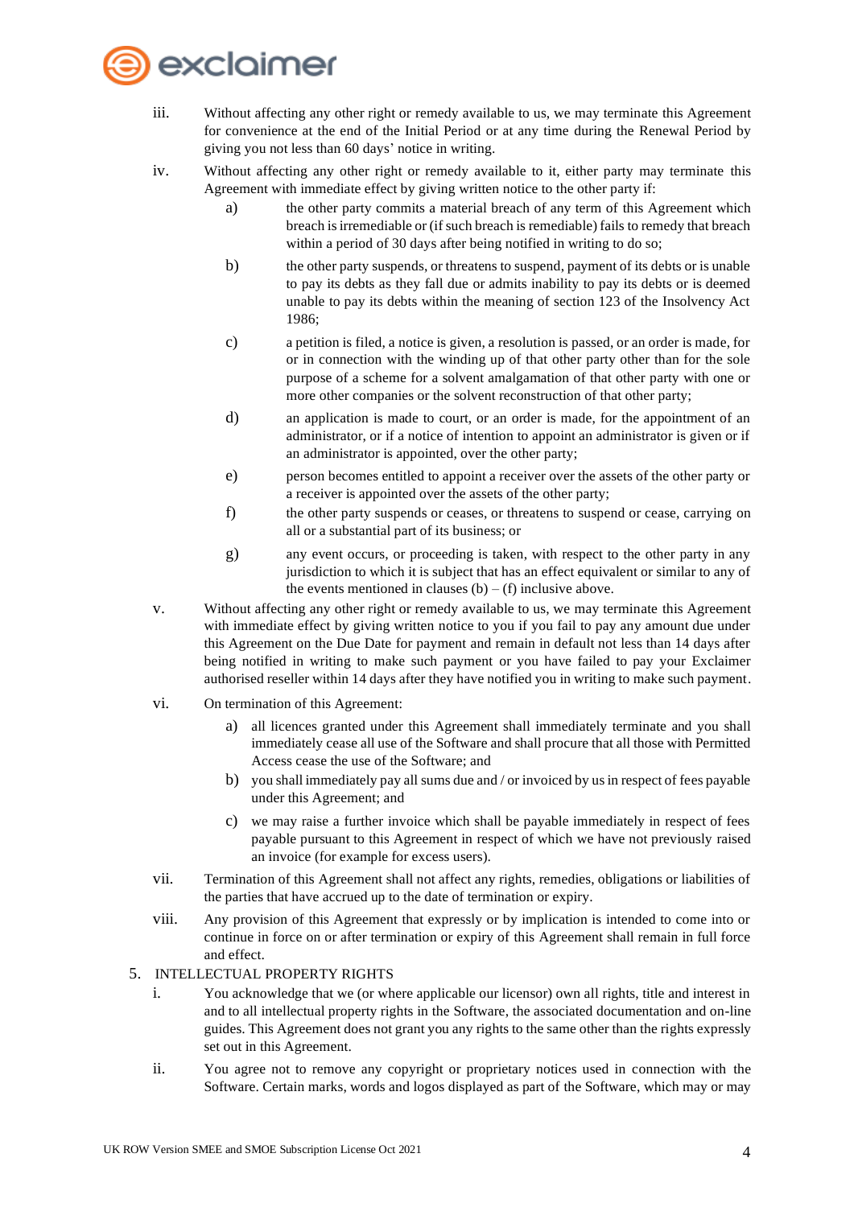iii. Without affecting any other right or remedy available to us, we may terminate this Agreement for convenience at the end of the Initial Period or at any time during the Renewal Period by giving you not less than 60 days' notice in writing.

iv. Without affecting any other right or remedy available to it, either party may terminate this Agreement with immediate effect by giving written notice to the other party if:

   a) the other party commits a material breach of any term of this Agreement which breach is irremediable or (if such breach is remediable) fails to remedy that breach within a period of 30 days after being notified in writing to do so;

   b) the other party suspends, or threatens to suspend, payment of its debts or is unable to pay its debts as they fall due or admits inability to pay its debts or is deemed unable to pay its debts within the meaning of section 123 of the Insolvency Act 1986;

   c) a petition is filed, a notice is given, a resolution is passed, or an order is made, for or in connection with the winding up of that other party other than for the sole purpose of a scheme for a solvent amalgamation of that other party with one or more other companies or the solvent reconstruction of that other party;

   d) an application is made to court, or an order is made, for the appointment of an administrator, or if a notice of intention to appoint an administrator is given or if an administrator is appointed, over the other party;

   e) person becomes entitled to appoint a receiver over the assets of the other party or a receiver is appointed over the assets of the other party;

   f) the other party suspends or ceases, or threatens to suspend or cease, carrying on all or a substantial part of its business; or

   g) any event occurs, or proceeding is taken, with respect to the other party in any jurisdiction to which it is subject that has an effect equivalent or similar to any of the events mentioned in clauses (b) – (f) inclusive above.

v. Without affecting any other right or remedy available to us, we may terminate this Agreement with immediate effect by giving written notice to you if you fail to pay any amount due under this Agreement on the Due Date for payment and remain in default not less than 14 days after being notified in writing to make such payment or you have failed to pay your Exclaimer authorised reseller within 14 days after they have notified you in writing to make such payment.

vi. On termination of this Agreement:

   a) all licences granted under this Agreement shall immediately terminate and you shall immediately cease all use of the Software and shall procure that all those with Permitted Access cease the use of the Software; and

   b) you shall immediately pay all sums due and / or invoiced by us in respect of fees payable under this Agreement; and

   c) we may raise a further invoice which shall be payable immediately in respect of fees payable pursuant to this Agreement in respect of which we have not previously raised an invoice (for example for excess users).

vii. Termination of this Agreement shall not affect any rights, remedies, obligations or liabilities of the parties that have accrued up to the date of termination or expiry.

viii. Any provision of this Agreement that expressly or by implication is intended to come into or continue in force on or after termination or expiry of this Agreement shall remain in full force and effect.

5. INTELLECTUAL PROPERTY RIGHTS

i. You acknowledge that we (or where applicable our licensor) own all rights, title and interest in and to all intellectual property rights in the Software, the associated documentation and on-line guides. This Agreement does not grant you any rights to the same other than the rights expressly set out in this Agreement.

ii. You agree not to remove any copyright or proprietary notices used in connection with the Software. Certain marks, words and logos displayed as part of the Software, which may or may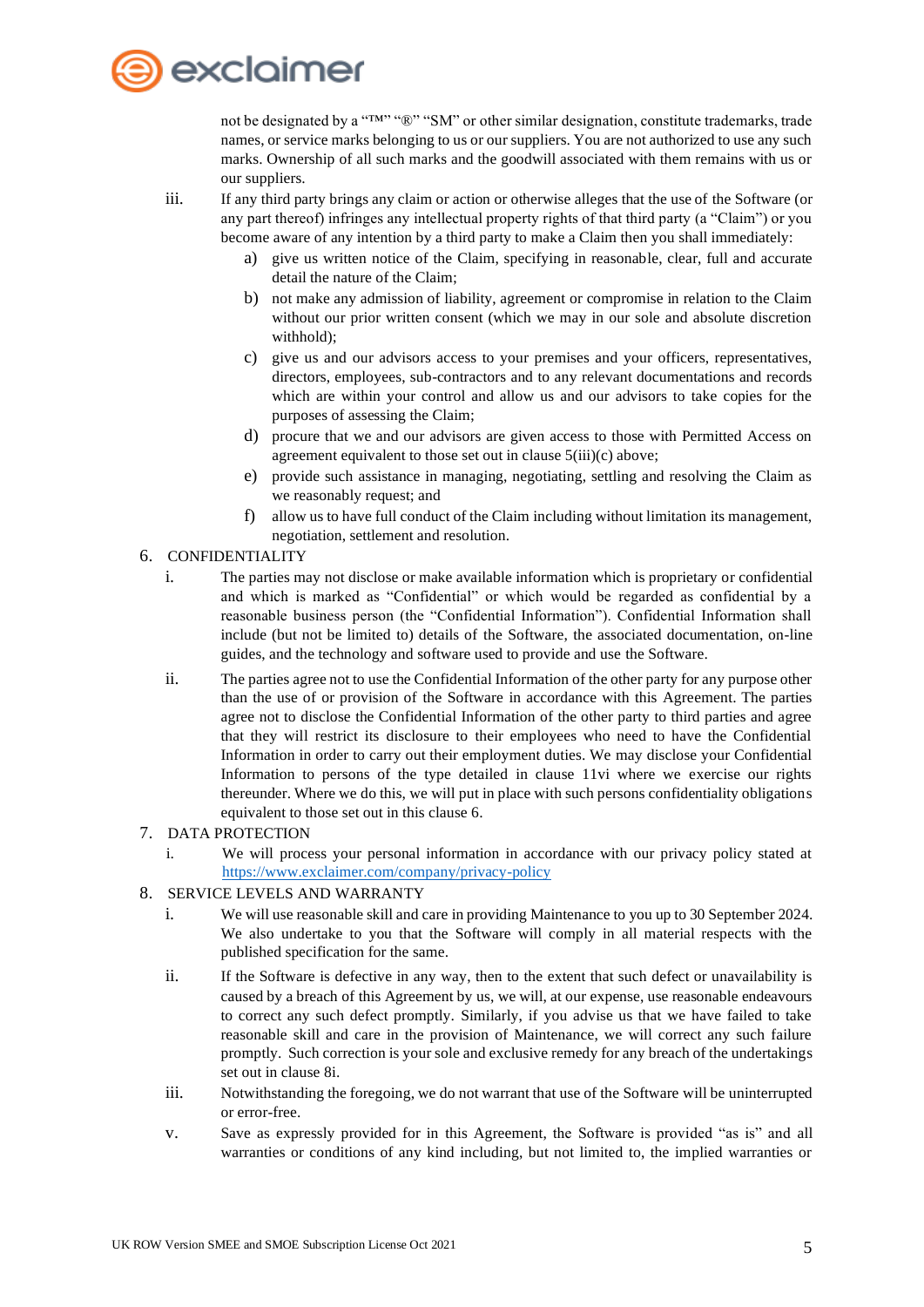not be designated by a "™" "®" "SM" or other similar designation, constitute trademarks, trade names, or service marks belonging to us or our suppliers. You are not authorized to use any such marks. Ownership of all such marks and the goodwill associated with them remains with us or our suppliers.

iii. If any third party brings any claim or action or otherwise alleges that the use of the Software (or any part thereof) infringes any intellectual property rights of that third party (a "Claim") or you become aware of any intention by a third party to make a Claim then you shall immediately:

   a) give us written notice of the Claim, specifying in reasonable, clear, full and accurate detail the nature of the Claim;
   b) not make any admission of liability, agreement or compromise in relation to the Claim without our prior written consent (which we may in our sole and absolute discretion withhold);
   c) give us and our advisors access to your premises and your officers, representatives, directors, employees, sub-contractors and to any relevant documentations and records which are within your control and allow us and our advisors to take copies for the purposes of assessing the Claim;
   d) procure that we and our advisors are given access to those with Permitted Access on agreement equivalent to those set out in clause 5(iii)(c) above;
   e) provide such assistance in managing, negotiating, settling and resolving the Claim as we reasonably request; and
   f) allow us to have full conduct of the Claim including without limitation its management, negotiation, settlement and resolution.

6. CONFIDENTIALITY

i. The parties may not disclose or make available information which is proprietary or confidential and which is marked as "Confidential" or which would be regarded as confidential by a reasonable business person (the "Confidential Information"). Confidential Information shall include (but not be limited to) details of the Software, the associated documentation, on-line guides, and the technology and software used to provide and use the Software.

ii. The parties agree not to use the Confidential Information of the other party for any purpose other than the use of or provision of the Software in accordance with this Agreement. The parties agree not to disclose the Confidential Information of the other party to third parties and agree that they will restrict its disclosure to their employees who need to have the Confidential Information in order to carry out their employment duties. We may disclose your Confidential Information to persons of the type detailed in clause 11vi where we exercise our rights thereunder. Where we do this, we will put in place with such persons confidentiality obligations equivalent to those set out in this clause 6.

7. DATA PROTECTION

i. We will process your personal information in accordance with our privacy policy stated at https://www.exclaimer.com/company/privacy-policy

8. SERVICE LEVELS AND WARRANTY

i. We will use reasonable skill and care in providing Maintenance to you up to 30 September 2024. We also undertake to you that the Software will comply in all material respects with the published specification for the same.

ii. If the Software is defective in any way, then to the extent that such defect or unavailability is caused by a breach of this Agreement by us, we will, at our expense, use reasonable endeavours to correct any such defect promptly. Similarly, if you advise us that we have failed to take reasonable skill and care in the provision of Maintenance, we will correct any such failure promptly. Such correction is your sole and exclusive remedy for any breach of the undertakings set out in clause 8i.

iii. Notwithstanding the foregoing, we do not warrant that use of the Software will be uninterrupted or error-free.

v. Save as expressly provided for in this Agreement, the Software is provided "as is" and all warranties or conditions of any kind including, but not limited to, the implied warranties or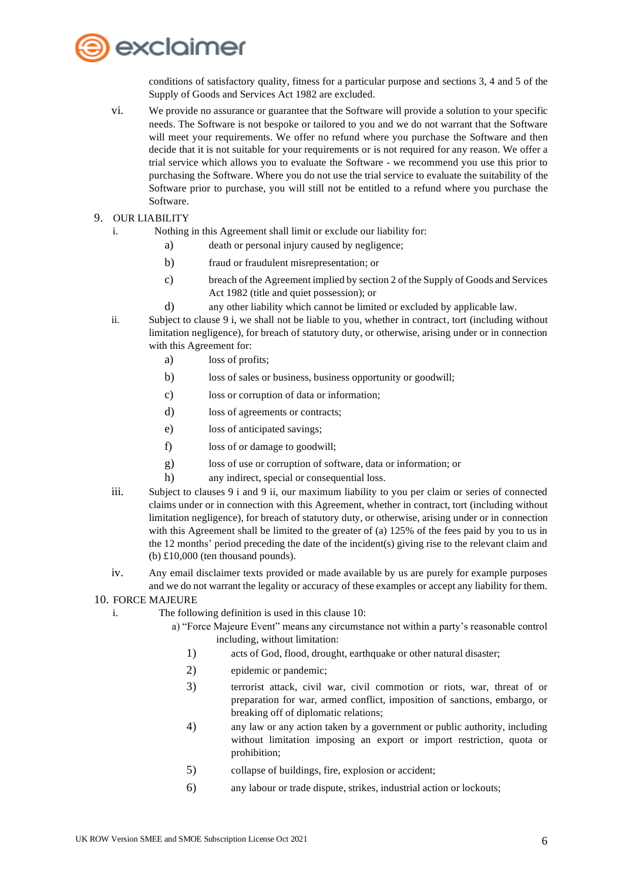conditions of satisfactory quality, fitness for a particular purpose and sections 3, 4 and 5 of the Supply of Goods and Services Act 1982 are excluded.

vi. We provide no assurance or guarantee that the Software will provide a solution to your specific needs. The Software is not bespoke or tailored to you and we do not warrant that the Software will meet your requirements. We offer no refund where you purchase the Software and then decide that it is not suitable for your requirements or is not required for any reason. We offer a trial service which allows you to evaluate the Software - we recommend you use this prior to purchasing the Software. Where you do not use the trial service to evaluate the suitability of the Software prior to purchase, you will still not be entitled to a refund where you purchase the Software.

9. OUR LIABILITY

i. Nothing in this Agreement shall limit or exclude our liability for:

a) death or personal injury caused by negligence;

b) fraud or fraudulent misrepresentation; or

c) breach of the Agreement implied by section 2 of the Supply of Goods and Services Act 1982 (title and quiet possession); or

d) any other liability which cannot be limited or excluded by applicable law.

ii. Subject to clause 9 i, we shall not be liable to you, whether in contract, tort (including without limitation negligence), for breach of statutory duty, or otherwise, arising under or in connection with this Agreement for:

a) loss of profits;

b) loss of sales or business, business opportunity or goodwill;

c) loss or corruption of data or information;

d) loss of agreements or contracts;

e) loss of anticipated savings;

f) loss of or damage to goodwill;

g) loss of use or corruption of software, data or information; or

h) any indirect, special or consequential loss.

iii. Subject to clauses 9 i and 9 ii, our maximum liability to you per claim or series of connected claims under or in connection with this Agreement, whether in contract, tort (including without limitation negligence), for breach of statutory duty, or otherwise, arising under or in connection with this Agreement shall be limited to the greater of (a) 125% of the fees paid by you to us in the 12 months' period preceding the date of the incident(s) giving rise to the relevant claim and (b) £10,000 (ten thousand pounds).

iv. Any email disclaimer texts provided or made available by us are purely for example purposes and we do not warrant the legality or accuracy of these examples or accept any liability for them.

10. FORCE MAJEURE

i. The following definition is used in this clause 10:

a) "Force Majeure Event" means any circumstance not within a party's reasonable control including, without limitation:

1) acts of God, flood, drought, earthquake or other natural disaster;

2) epidemic or pandemic;

3) terrorist attack, civil war, civil commotion or riots, war, threat of or preparation for war, armed conflict, imposition of sanctions, embargo, or breaking off of diplomatic relations;

4) any law or any action taken by a government or public authority, including without limitation imposing an export or import restriction, quota or prohibition;

5) collapse of buildings, fire, explosion or accident;

6) any labour or trade dispute, strikes, industrial action or lockouts;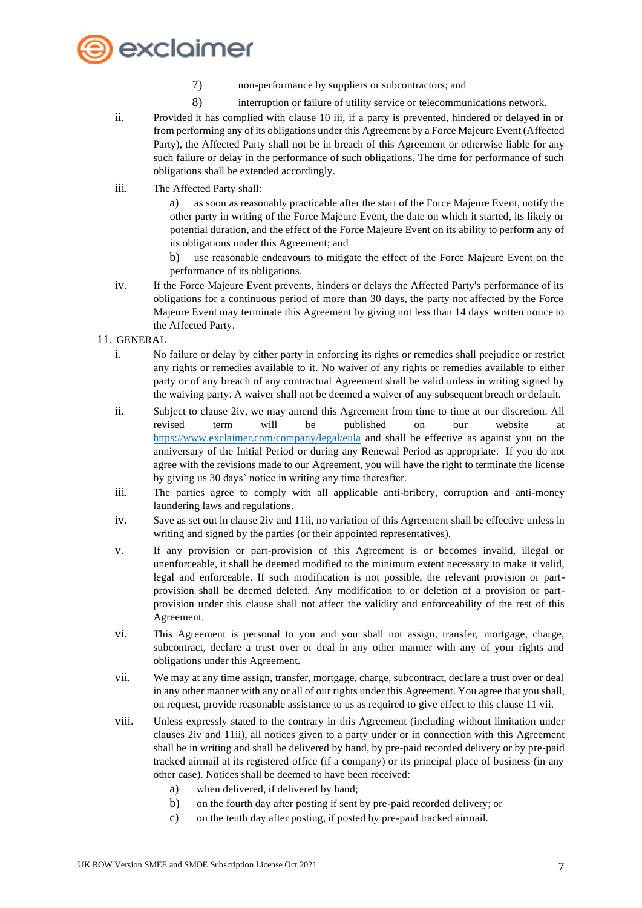7) non-performance by suppliers or subcontractors; and

8) interruption or failure of utility service or telecommunications network.

ii. Provided it has complied with clause 10 iii, if a party is prevented, hindered or delayed in or from performing any of its obligations under this Agreement by a Force Majeure Event (Affected Party), the Affected Party shall not be in breach of this Agreement or otherwise liable for any such failure or delay in the performance of such obligations. The time for performance of such obligations shall be extended accordingly.

iii. The Affected Party shall:

a) as soon as reasonably practicable after the start of the Force Majeure Event, notify the other party in writing of the Force Majeure Event, the date on which it started, its likely or potential duration, and the effect of the Force Majeure Event on its ability to perform any of its obligations under this Agreement; and

b) use reasonable endeavours to mitigate the effect of the Force Majeure Event on the performance of its obligations.

iv. If the Force Majeure Event prevents, hinders or delays the Affected Party's performance of its obligations for a continuous period of more than 30 days, the party not affected by the Force Majeure Event may terminate this Agreement by giving not less than 14 days' written notice to the Affected Party.

11. GENERAL

i. No failure or delay by either party in enforcing its rights or remedies shall prejudice or restrict any rights or remedies available to it. No waiver of any rights or remedies available to either party or of any breach of any contractual Agreement shall be valid unless in writing signed by the waiving party. A waiver shall not be deemed a waiver of any subsequent breach or default.

ii. Subject to clause 2iv, we may amend this Agreement from time to time at our discretion. All revised term will be published on our website at https://www.exclaimer.com/company/legal/eula and shall be effective as against you on the anniversary of the Initial Period or during any Renewal Period as appropriate. If you do not agree with the revisions made to our Agreement, you will have the right to terminate the license by giving us 30 days' notice in writing any time thereafter.

iii. The parties agree to comply with all applicable anti-bribery, corruption and anti-money laundering laws and regulations.

iv. Save as set out in clause 2iv and 11ii, no variation of this Agreement shall be effective unless in writing and signed by the parties (or their appointed representatives).

v. If any provision or part-provision of this Agreement is or becomes invalid, illegal or unenforceable, it shall be deemed modified to the minimum extent necessary to make it valid, legal and enforceable. If such modification is not possible, the relevant provision or part-provision shall be deemed deleted. Any modification to or deletion of a provision or part-provision under this clause shall not affect the validity and enforceability of the rest of this Agreement.

vi. This Agreement is personal to you and you shall not assign, transfer, mortgage, charge, subcontract, declare a trust over or deal in any other manner with any of your rights and obligations under this Agreement.

vii. We may at any time assign, transfer, mortgage, charge, subcontract, declare a trust over or deal in any other manner with any or all of our rights under this Agreement. You agree that you shall, on request, provide reasonable assistance to us as required to give effect to this clause 11 vii.

viii. Unless expressly stated to the contrary in this Agreement (including without limitation under clauses 2iv and 11ii), all notices given to a party under or in connection with this Agreement shall be in writing and shall be delivered by hand, by pre-paid recorded delivery or by pre-paid tracked airmail at its registered office (if a company) or its principal place of business (in any other case). Notices shall be deemed to have been received:

a) when delivered, if delivered by hand;

b) on the fourth day after posting if sent by pre-paid recorded delivery; or

c) on the tenth day after posting, if posted by pre-paid tracked airmail.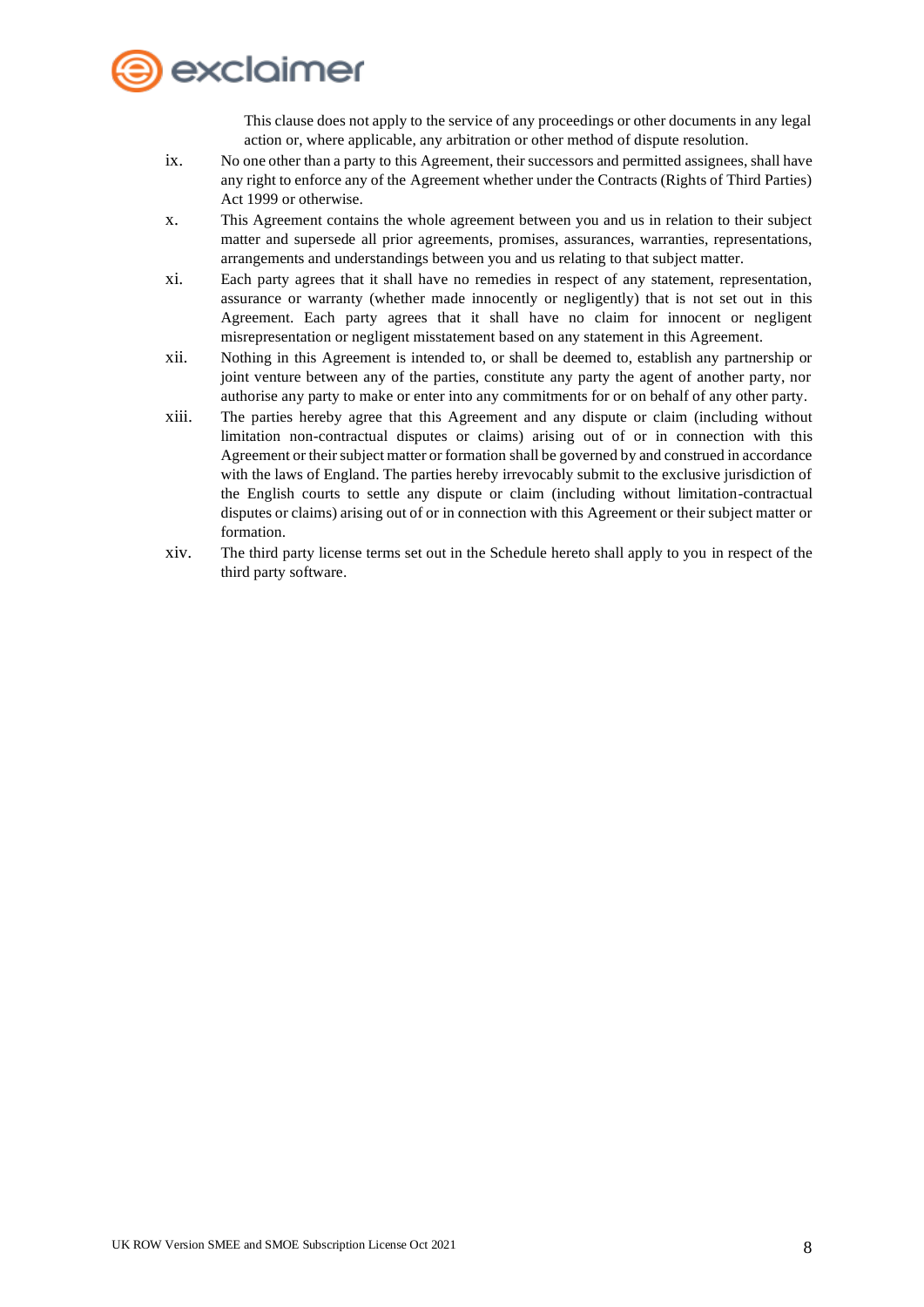This clause does not apply to the service of any proceedings or other documents in any legal action or, where applicable, any arbitration or other method of dispute resolution.

ix. No one other than a party to this Agreement, their successors and permitted assignees, shall have any right to enforce any of the Agreement whether under the Contracts (Rights of Third Parties) Act 1999 or otherwise.

x. This Agreement contains the whole agreement between you and us in relation to their subject matter and supersede all prior agreements, promises, assurances, warranties, representations, arrangements and understandings between you and us relating to that subject matter.

xi. Each party agrees that it shall have no remedies in respect of any statement, representation, assurance or warranty (whether made innocently or negligently) that is not set out in this Agreement. Each party agrees that it shall have no claim for innocent or negligent misrepresentation or negligent misstatement based on any statement in this Agreement.

xii. Nothing in this Agreement is intended to, or shall be deemed to, establish any partnership or joint venture between any of the parties, constitute any party the agent of another party, nor authorise any party to make or enter into any commitments for or on behalf of any other party.

xiii. The parties hereby agree that this Agreement and any dispute or claim (including without limitation non-contractual disputes or claims) arising out of or in connection with this Agreement or their subject matter or formation shall be governed by and construed in accordance with the laws of England. The parties hereby irrevocably submit to the exclusive jurisdiction of the English courts to settle any dispute or claim (including without limitation-contractual disputes or claims) arising out of or in connection with this Agreement or their subject matter or formation.

xiv. The third party license terms set out in the Schedule hereto shall apply to you in respect of the third party software.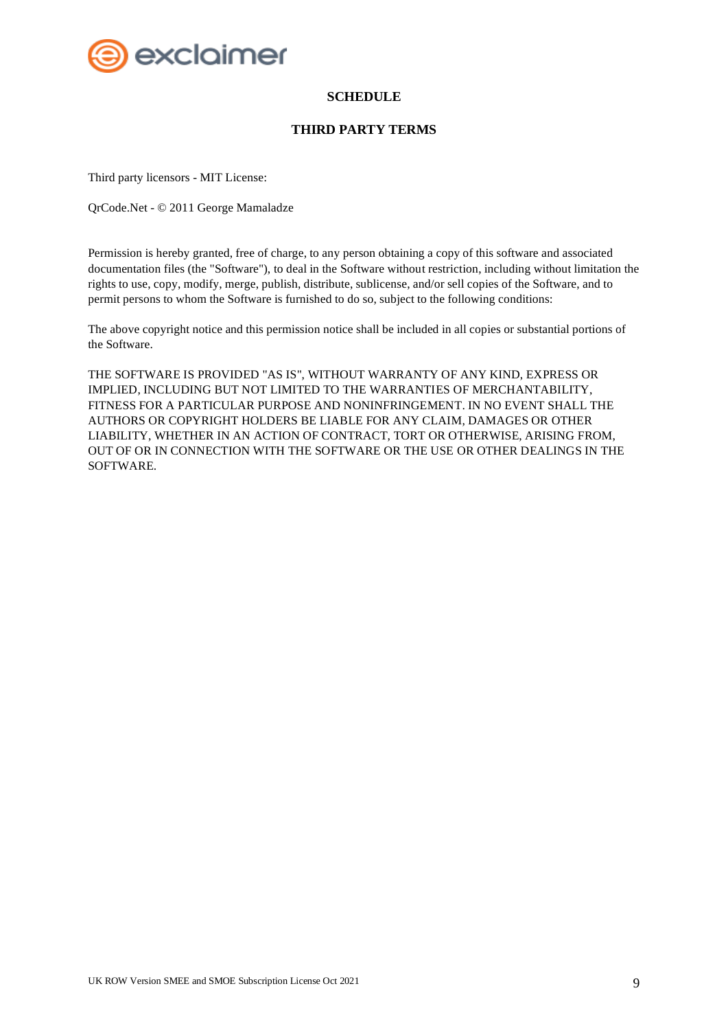## SCHEDULE

## THIRD PARTY TERMS

Third party licensors - MIT License:

QrCode.Net - © 2011 George Mamaladze

Permission is hereby granted, free of charge, to any person obtaining a copy of this software and associated documentation files (the "Software"), to deal in the Software without restriction, including without limitation the rights to use, copy, modify, merge, publish, distribute, sublicense, and/or sell copies of the Software, and to permit persons to whom the Software is furnished to do so, subject to the following conditions:

The above copyright notice and this permission notice shall be included in all copies or substantial portions of the Software.

THE SOFTWARE IS PROVIDED "AS IS", WITHOUT WARRANTY OF ANY KIND, EXPRESS OR IMPLIED, INCLUDING BUT NOT LIMITED TO THE WARRANTIES OF MERCHANTABILITY, FITNESS FOR A PARTICULAR PURPOSE AND NONINFRINGEMENT. IN NO EVENT SHALL THE AUTHORS OR COPYRIGHT HOLDERS BE LIABLE FOR ANY CLAIM, DAMAGES OR OTHER LIABILITY, WHETHER IN AN ACTION OF CONTRACT, TORT OR OTHERWISE, ARISING FROM, OUT OF OR IN CONNECTION WITH THE SOFTWARE OR THE USE OR OTHER DEALINGS IN THE SOFTWARE.